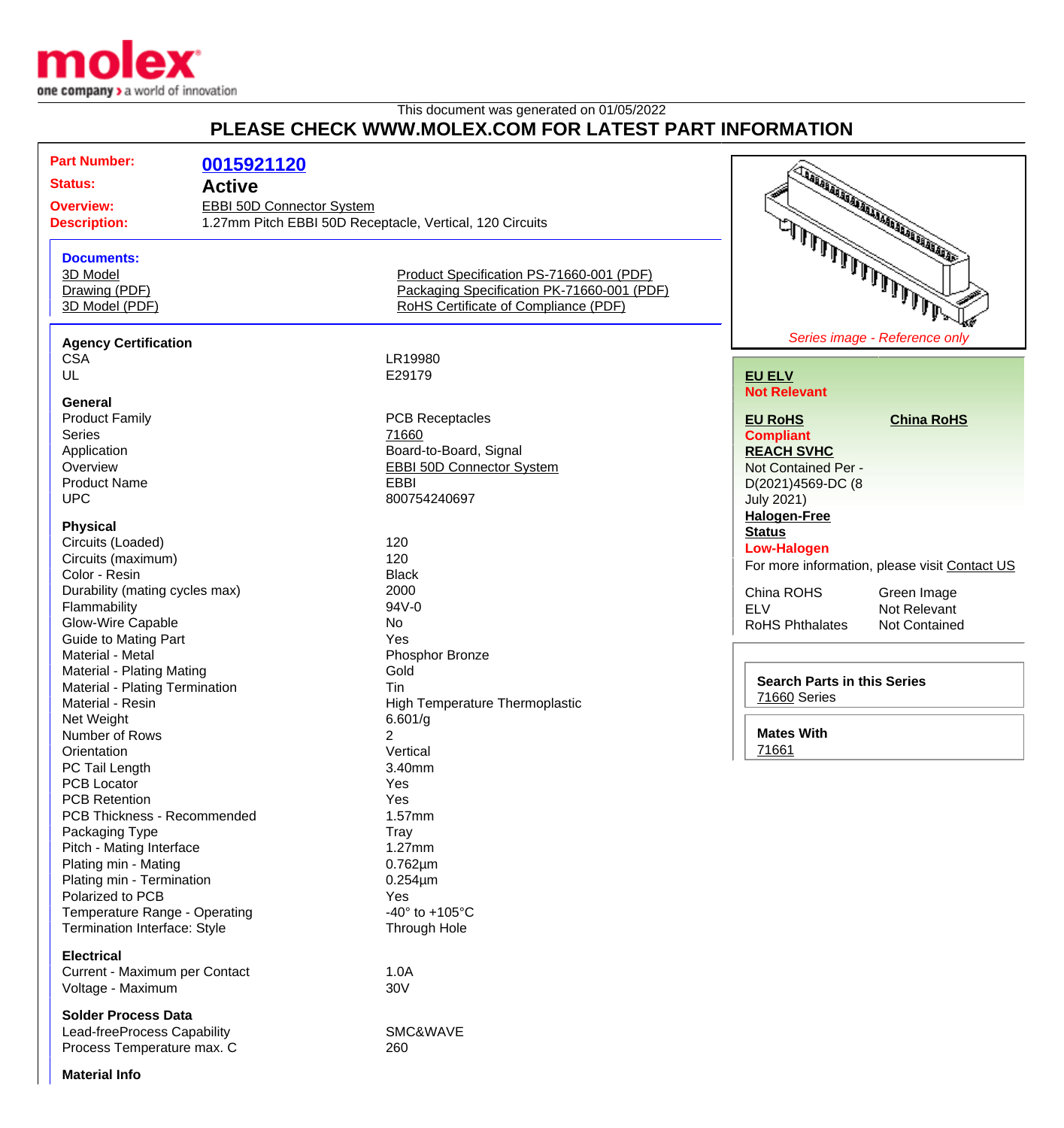This document was generated on 01/05/2022

# PLEASE CHECK WWW.MOLEX.COM FOR LATEST PART INFORMATION

| | |
|---|---|
| **Part Number:** | **0015921120** |
| **Status:** | **Active** |
| **Overview:** | EBBI 50D Connector System |
| **Description:** | 1.27mm Pitch EBBI 50D Receptacle, Vertical, 120 Circuits |

**Documents:**

3D Model
Drawing (PDF)
3D Model (PDF)
Product Specification PS-71660-001 (PDF)
Packaging Specification PK-71660-001 (PDF)
RoHS Certificate of Compliance (PDF)

*Series image - Reference only*

**EU ELV**
**Not Relevant**

**EU RoHS** **China RoHS**
**Compliant**

**REACH SVHC**
Not Contained Per - D(2021)4569-DC (8 July 2021)

**Halogen-Free Status**
**Low-Halogen**

For more information, please visit Contact US

| | |
|---|---|
| China ROHS | Green Image |
| ELV | Not Relevant |
| RoHS Phthalates | Not Contained |

**Search Parts in this Series**
71660 Series

**Mates With**
71661

### Agency Certification

| | |
|---|---|
| CSA | LR19980 |
| UL | E29179 |

### General

| | |
|---|---|
| Product Family | PCB Receptacles |
| Series | 71660 |
| Application | Board-to-Board, Signal |
| Overview | EBBI 50D Connector System |
| Product Name | EBBI |
| UPC | 800754240697 |

### Physical

| | |
|---|---|
| Circuits (Loaded) | 120 |
| Circuits (maximum) | 120 |
| Color - Resin | Black |
| Durability (mating cycles max) | 2000 |
| Flammability | 94V-0 |
| Glow-Wire Capable | No |
| Guide to Mating Part | Yes |
| Material - Metal | Phosphor Bronze |
| Material - Plating Mating | Gold |
| Material - Plating Termination | Tin |
| Material - Resin | High Temperature Thermoplastic |
| Net Weight | 6.601/g |
| Number of Rows | 2 |
| Orientation | Vertical |
| PC Tail Length | 3.40mm |
| PCB Locator | Yes |
| PCB Retention | Yes |
| PCB Thickness - Recommended | 1.57mm |
| Packaging Type | Tray |
| Pitch - Mating Interface | 1.27mm |
| Plating min - Mating | 0.762µm |
| Plating min - Termination | 0.254µm |
| Polarized to PCB | Yes |
| Temperature Range - Operating | -40° to +105°C |
| Termination Interface: Style | Through Hole |

### Electrical

| | |
|---|---|
| Current - Maximum per Contact | 1.0A |
| Voltage - Maximum | 30V |

### Solder Process Data

| | |
|---|---|
| Lead-freeProcess Capability | SMC&WAVE |
| Process Temperature max. C | 260 |

### Material Info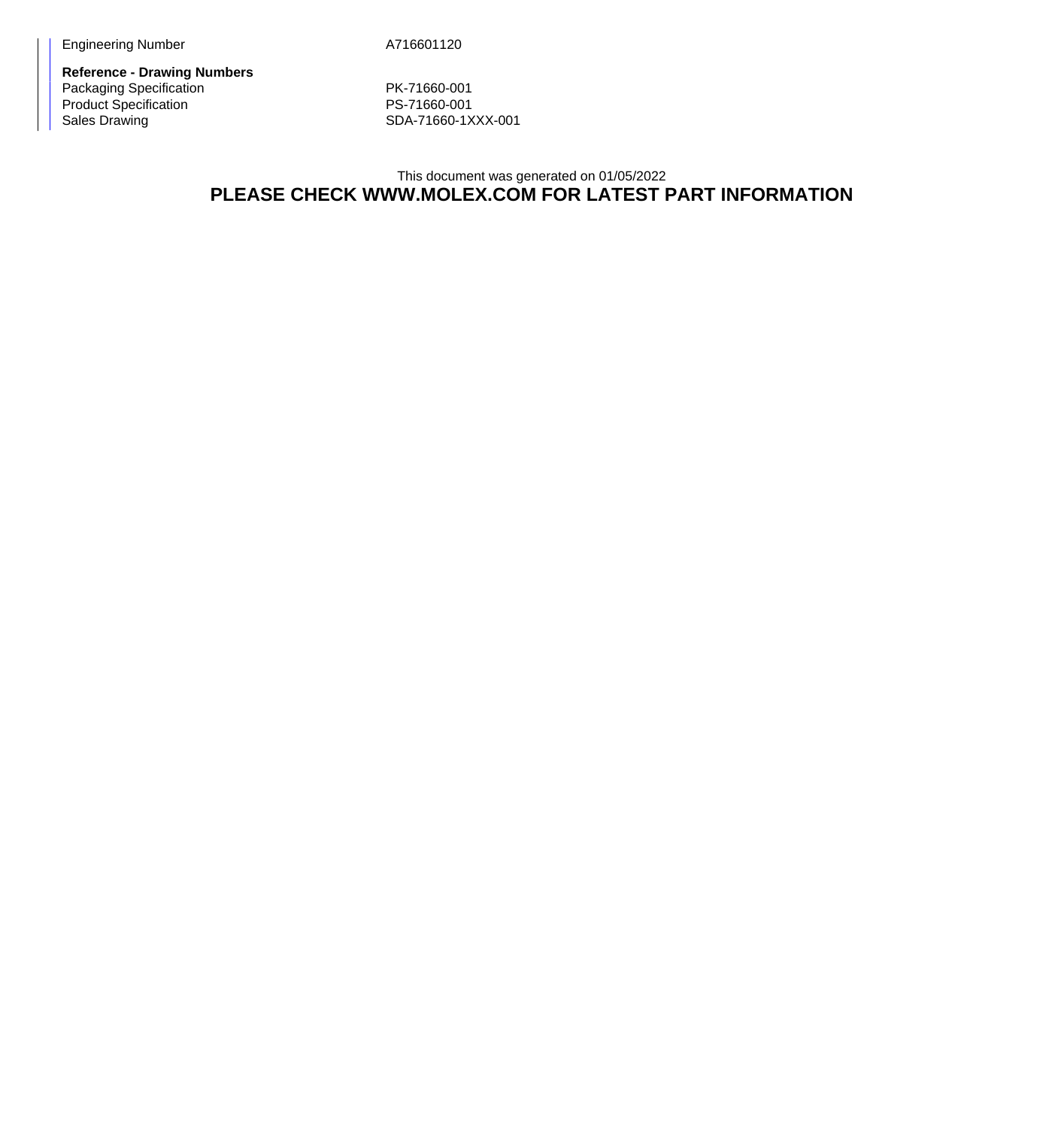| | |
|---|---|
| Engineering Number | A716601120 |

**Reference - Drawing Numbers**

| | |
|---|---|
| Packaging Specification | PK-71660-001 |
| Product Specification | PS-71660-001 |
| Sales Drawing | SDA-71660-1XXX-001 |

This document was generated on 01/05/2022

**PLEASE CHECK WWW.MOLEX.COM FOR LATEST PART INFORMATION**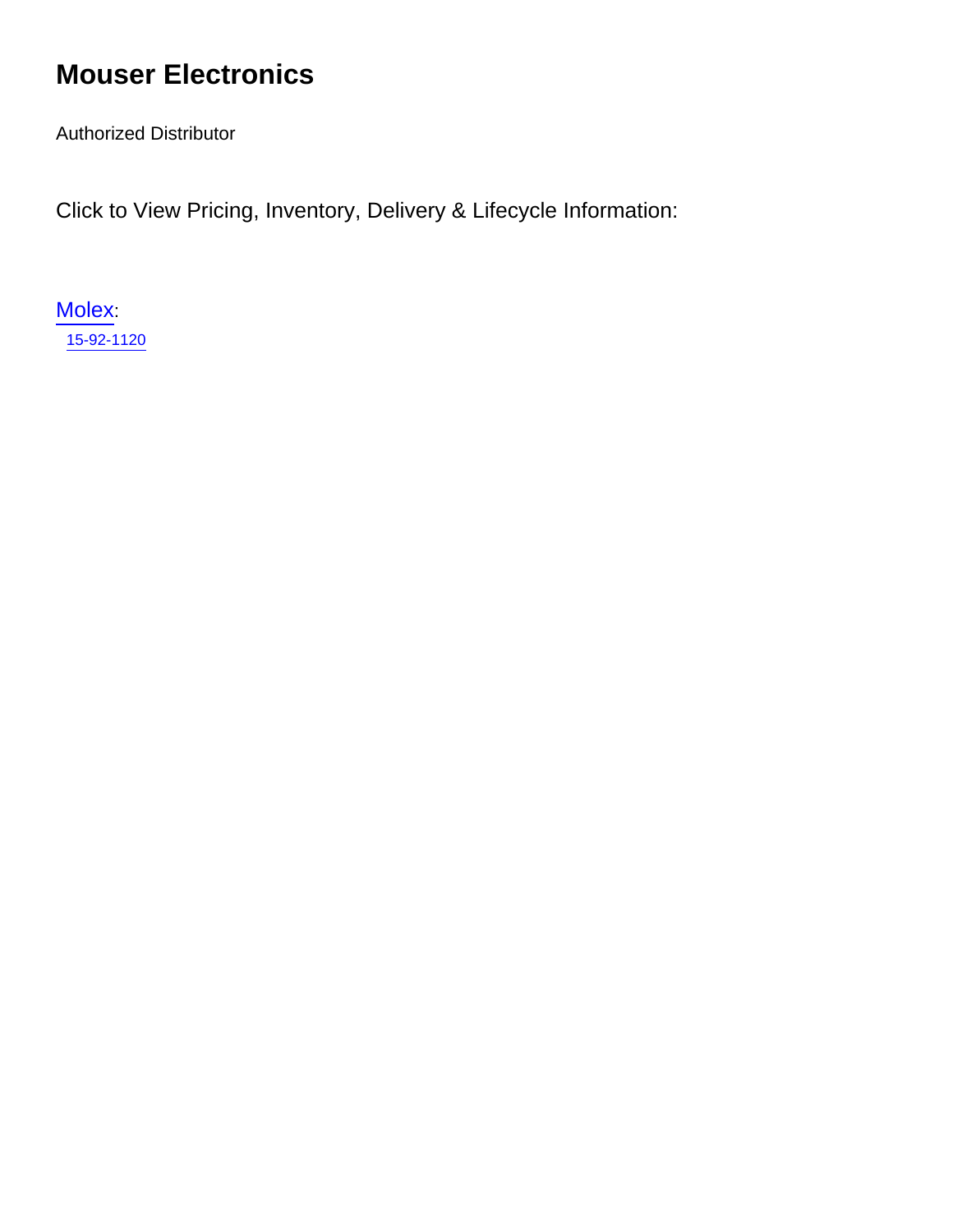# Mouser Electronics

Authorized Distributor

Click to View Pricing, Inventory, Delivery & Lifecycle Information:

Molex:

15-92-1120